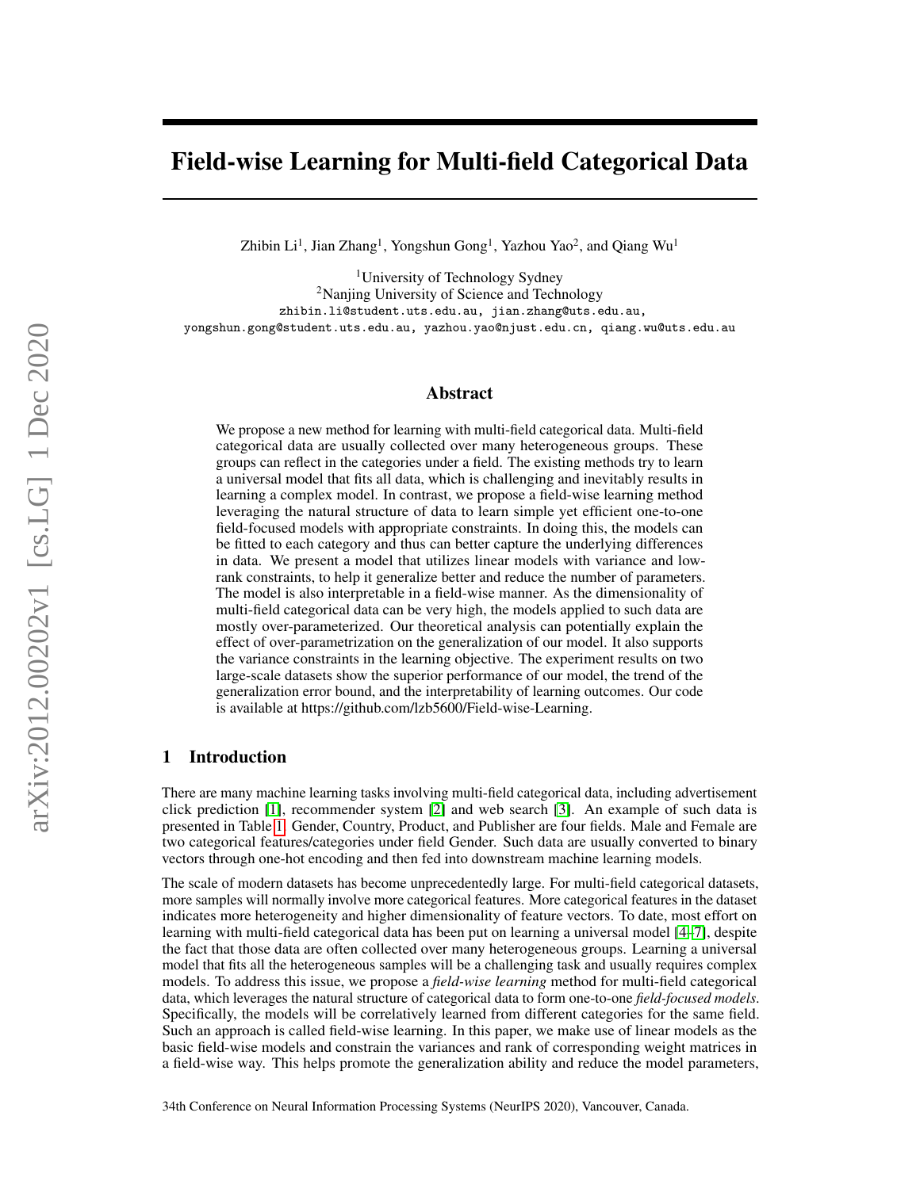# Field-wise Learning for Multi-field Categorical Data

Zhibin Li[1], Jian Zhang[1], Yongshun Gong[1], Yazhou Yao[2], and Qiang Wu[1]

[1]University of Technology Sydney
[2]Nanjing University of Science and Technology
zhibin.li@student.uts.edu.au, jian.zhang@uts.edu.au,
yongshun.gong@student.uts.edu.au, yazhou.yao@njust.edu.cn, qiang.wu@uts.edu.au

## Abstract

We propose a new method for learning with multi-field categorical data. Multi-field categorical data are usually collected over many heterogeneous groups. These groups can reflect in the categories under a field. The existing methods try to learn a universal model that fits all data, which is challenging and inevitably results in learning a complex model. In contrast, we propose a field-wise learning method leveraging the natural structure of data to learn simple yet efficient one-to-one field-focused models with appropriate constraints. In doing this, the models can be fitted to each category and thus can better capture the underlying differences in data. We present a model that utilizes linear models with variance and low-rank constraints, to help it generalize better and reduce the number of parameters. The model is also interpretable in a field-wise manner. As the dimensionality of multi-field categorical data can be very high, the models applied to such data are mostly over-parameterized. Our theoretical analysis can potentially explain the effect of over-parametrization on the generalization of our model. It also supports the variance constraints in the learning objective. The experiment results on two large-scale datasets show the superior performance of our model, the trend of the generalization error bound, and the interpretability of learning outcomes. Our code is available at https://github.com/lzb5600/Field-wise-Learning.

## 1 Introduction

There are many machine learning tasks involving multi-field categorical data, including advertisement click prediction [1], recommender system [2] and web search [3]. An example of such data is presented in Table 1. Gender, Country, Product, and Publisher are four fields. Male and Female are two categorical features/categories under field Gender. Such data are usually converted to binary vectors through one-hot encoding and then fed into downstream machine learning models.

The scale of modern datasets has become unprecedentedly large. For multi-field categorical datasets, more samples will normally involve more categorical features. More categorical features in the dataset indicates more heterogeneity and higher dimensionality of feature vectors. To date, most effort on learning with multi-field categorical data has been put on learning a universal model [4–7], despite the fact that those data are often collected over many heterogeneous groups. Learning a universal model that fits all the heterogeneous samples will be a challenging task and usually requires complex models. To address this issue, we propose a *field-wise learning* method for multi-field categorical data, which leverages the natural structure of categorical data to form one-to-one *field-focused models*. Specifically, the models will be correlatively learned from different categories for the same field. Such an approach is called field-wise learning. In this paper, we make use of linear models as the basic field-wise models and constrain the variances and rank of corresponding weight matrices in a field-wise way. This helps promote the generalization ability and reduce the model parameters,

34th Conference on Neural Information Processing Systems (NeurIPS 2020), Vancouver, Canada.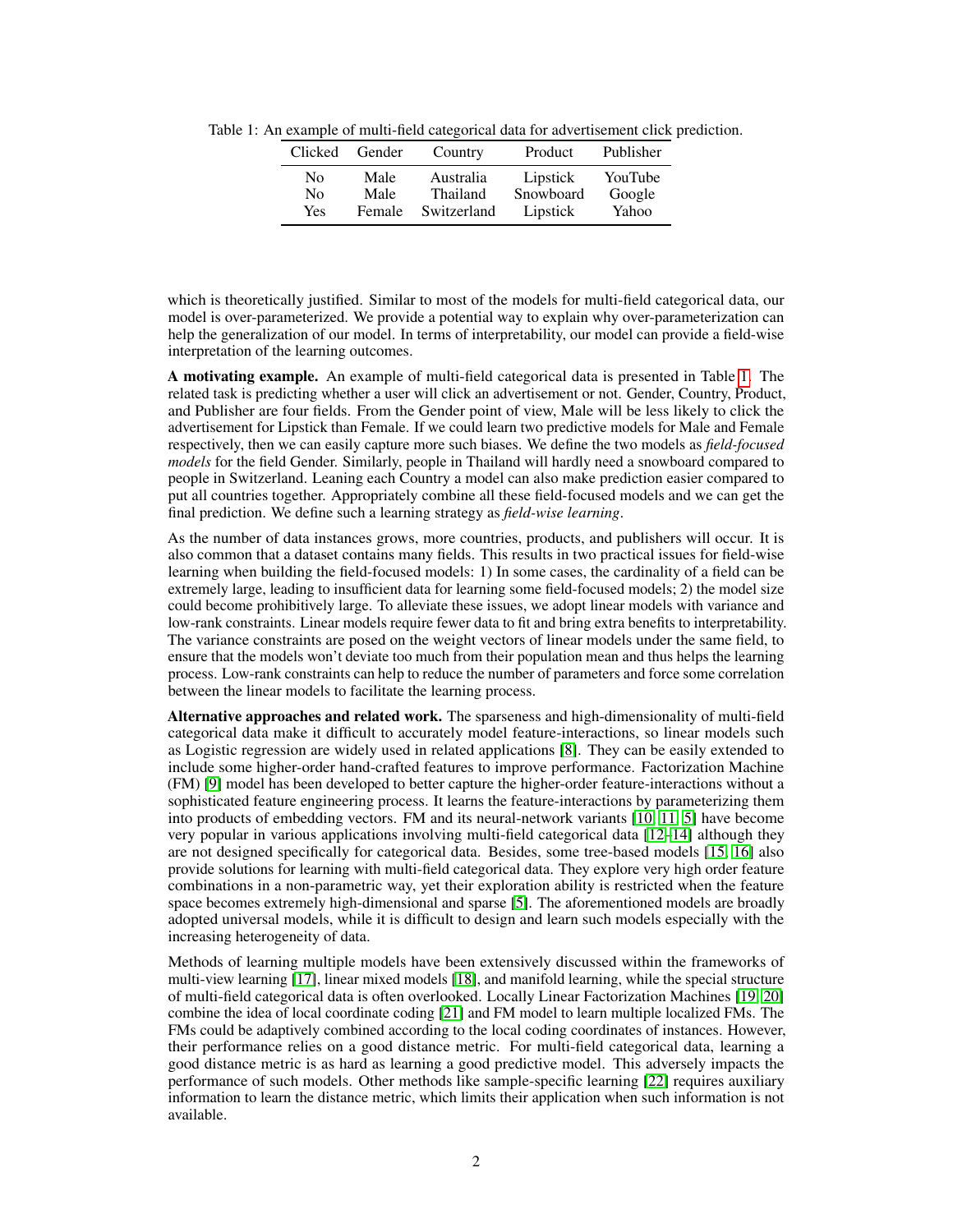Table 1: An example of multi-field categorical data for advertisement click prediction.

| Clicked | Gender | Country | Product | Publisher |
|---|---|---|---|---|
| No | Male | Australia | Lipstick | YouTube |
| No | Male | Thailand | Snowboard | Google |
| Yes | Female | Switzerland | Lipstick | Yahoo |

which is theoretically justified. Similar to most of the models for multi-field categorical data, our model is over-parameterized. We provide a potential way to explain why over-parameterization can help the generalization of our model. In terms of interpretability, our model can provide a field-wise interpretation of the learning outcomes.

**A motivating example.** An example of multi-field categorical data is presented in Table 1. The related task is predicting whether a user will click an advertisement or not. Gender, Country, Product, and Publisher are four fields. From the Gender point of view, Male will be less likely to click the advertisement for Lipstick than Female. If we could learn two predictive models for Male and Female respectively, then we can easily capture more such biases. We define the two models as *field-focused models* for the field Gender. Similarly, people in Thailand will hardly need a snowboard compared to people in Switzerland. Leaning each Country a model can also make prediction easier compared to put all countries together. Appropriately combine all these field-focused models and we can get the final prediction. We define such a learning strategy as *field-wise learning*.

As the number of data instances grows, more countries, products, and publishers will occur. It is also common that a dataset contains many fields. This results in two practical issues for field-wise learning when building the field-focused models: 1) In some cases, the cardinality of a field can be extremely large, leading to insufficient data for learning some field-focused models; 2) the model size could become prohibitively large. To alleviate these issues, we adopt linear models with variance and low-rank constraints. Linear models require fewer data to fit and bring extra benefits to interpretability. The variance constraints are posed on the weight vectors of linear models under the same field, to ensure that the models won't deviate too much from their population mean and thus helps the learning process. Low-rank constraints can help to reduce the number of parameters and force some correlation between the linear models to facilitate the learning process.

**Alternative approaches and related work.** The sparseness and high-dimensionality of multi-field categorical data make it difficult to accurately model feature-interactions, so linear models such as Logistic regression are widely used in related applications [8]. They can be easily extended to include some higher-order hand-crafted features to improve performance. Factorization Machine (FM) [9] model has been developed to better capture the higher-order feature-interactions without a sophisticated feature engineering process. It learns the feature-interactions by parameterizing them into products of embedding vectors. FM and its neural-network variants [10, 11, 5] have become very popular in various applications involving multi-field categorical data [12–14] although they are not designed specifically for categorical data. Besides, some tree-based models [15, 16] also provide solutions for learning with multi-field categorical data. They explore very high order feature combinations in a non-parametric way, yet their exploration ability is restricted when the feature space becomes extremely high-dimensional and sparse [5]. The aforementioned models are broadly adopted universal models, while it is difficult to design and learn such models especially with the increasing heterogeneity of data.

Methods of learning multiple models have been extensively discussed within the frameworks of multi-view learning [17], linear mixed models [18], and manifold learning, while the special structure of multi-field categorical data is often overlooked. Locally Linear Factorization Machines [19, 20] combine the idea of local coordinate coding [21] and FM model to learn multiple localized FMs. The FMs could be adaptively combined according to the local coding coordinates of instances. However, their performance relies on a good distance metric. For multi-field categorical data, learning a good distance metric is as hard as learning a good predictive model. This adversely impacts the performance of such models. Other methods like sample-specific learning [22] requires auxiliary information to learn the distance metric, which limits their application when such information is not available.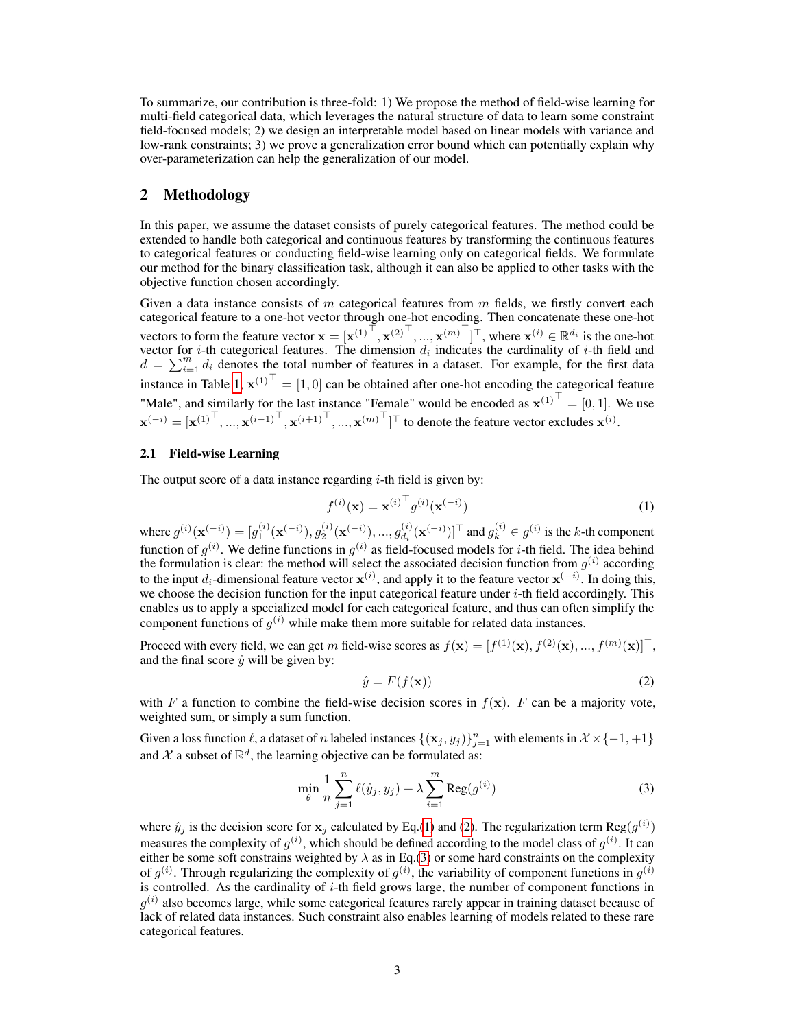To summarize, our contribution is three-fold: 1) We propose the method of field-wise learning for multi-field categorical data, which leverages the natural structure of data to learn some constraint field-focused models; 2) we design an interpretable model based on linear models with variance and low-rank constraints; 3) we prove a generalization error bound which can potentially explain why over-parameterization can help the generalization of our model.

## 2 Methodology

In this paper, we assume the dataset consists of purely categorical features. The method could be extended to handle both categorical and continuous features by transforming the continuous features to categorical features or conducting field-wise learning only on categorical fields. We formulate our method for the binary classification task, although it can also be applied to other tasks with the objective function chosen accordingly.

Given a data instance consists of $m$ categorical features from $m$ fields, we firstly convert each categorical feature to a one-hot vector through one-hot encoding. Then concatenate these one-hot vectors to form the feature vector $\mathbf{x} = [\mathbf{x}^{(1)^\top}, \mathbf{x}^{(2)^\top}, ..., \mathbf{x}^{(m)^\top}]^\top$, where $\mathbf{x}^{(i)} \in \mathbb{R}^{d_i}$ is the one-hot vector for $i$-th categorical features. The dimension $d_i$ indicates the cardinality of $i$-th field and $d = \sum_{i=1}^{m} d_i$ denotes the total number of features in a dataset. For example, for the first data instance in Table 1, $\mathbf{x}^{(1)^\top} = [1, 0]$ can be obtained after one-hot encoding the categorical feature "Male", and similarly for the last instance "Female" would be encoded as $\mathbf{x}^{(1)^\top} = [0, 1]$. We use $\mathbf{x}^{(-i)} = [\mathbf{x}^{(1)^\top}, ..., \mathbf{x}^{(i-1)^\top}, \mathbf{x}^{(i+1)^\top}, ..., \mathbf{x}^{(m)^\top}]^\top$ to denote the feature vector excludes $\mathbf{x}^{(i)}$.

### 2.1 Field-wise Learning

The output score of a data instance regarding $i$-th field is given by:

$$f^{(i)}(\mathbf{x}) = \mathbf{x}^{(i)^\top} g^{(i)}(\mathbf{x}^{(-i)}) \tag{1}$$

where $g^{(i)}(\mathbf{x}^{(-i)}) = [g_1^{(i)}(\mathbf{x}^{(-i)}), g_2^{(i)}(\mathbf{x}^{(-i)}), ..., g_{d_i}^{(i)}(\mathbf{x}^{(-i)})]^\top$ and $g_k^{(i)} \in g^{(i)}$ is the $k$-th component function of $g^{(i)}$. We define functions in $g^{(i)}$ as field-focused models for $i$-th field. The idea behind the formulation is clear: the method will select the associated decision function from $g^{(i)}$ according to the input $d_i$-dimensional feature vector $\mathbf{x}^{(i)}$, and apply it to the feature vector $\mathbf{x}^{(-i)}$. In doing this, we choose the decision function for the input categorical feature under $i$-th field accordingly. This enables us to apply a specialized model for each categorical feature, and thus can often simplify the component functions of $g^{(i)}$ while make them more suitable for related data instances.

Proceed with every field, we can get $m$ field-wise scores as $f(\mathbf{x}) = [f^{(1)}(\mathbf{x}), f^{(2)}(\mathbf{x}), ..., f^{(m)}(\mathbf{x})]^\top$, and the final score $\hat{y}$ will be given by:

$$\hat{y} = F(f(\mathbf{x})) \tag{2}$$

with $F$ a function to combine the field-wise decision scores in $f(\mathbf{x})$. $F$ can be a majority vote, weighted sum, or simply a sum function.

Given a loss function $\ell$, a dataset of $n$ labeled instances $\{(\mathbf{x}_j, y_j)\}_{j=1}^{n}$ with elements in $\mathcal{X} \times \{-1, +1\}$ and $\mathcal{X}$ a subset of $\mathbb{R}^d$, the learning objective can be formulated as:

$$\min_{\theta} \frac{1}{n} \sum_{j=1}^{n} \ell(\hat{y}_j, y_j) + \lambda \sum_{i=1}^{m} \text{Reg}(g^{(i)}) \tag{3}$$

where $\hat{y}_j$ is the decision score for $\mathbf{x}_j$ calculated by Eq.(1) and (2). The regularization term $\text{Reg}(g^{(i)})$ measures the complexity of $g^{(i)}$, which should be defined according to the model class of $g^{(i)}$. It can either be some soft constrains weighted by $\lambda$ as in Eq.(3) or some hard constraints on the complexity of $g^{(i)}$. Through regularizing the complexity of $g^{(i)}$, the variability of component functions in $g^{(i)}$ is controlled. As the cardinality of $i$-th field grows large, the number of component functions in $g^{(i)}$ also becomes large, while some categorical features rarely appear in training dataset because of lack of related data instances. Such constraint also enables learning of models related to these rare categorical features.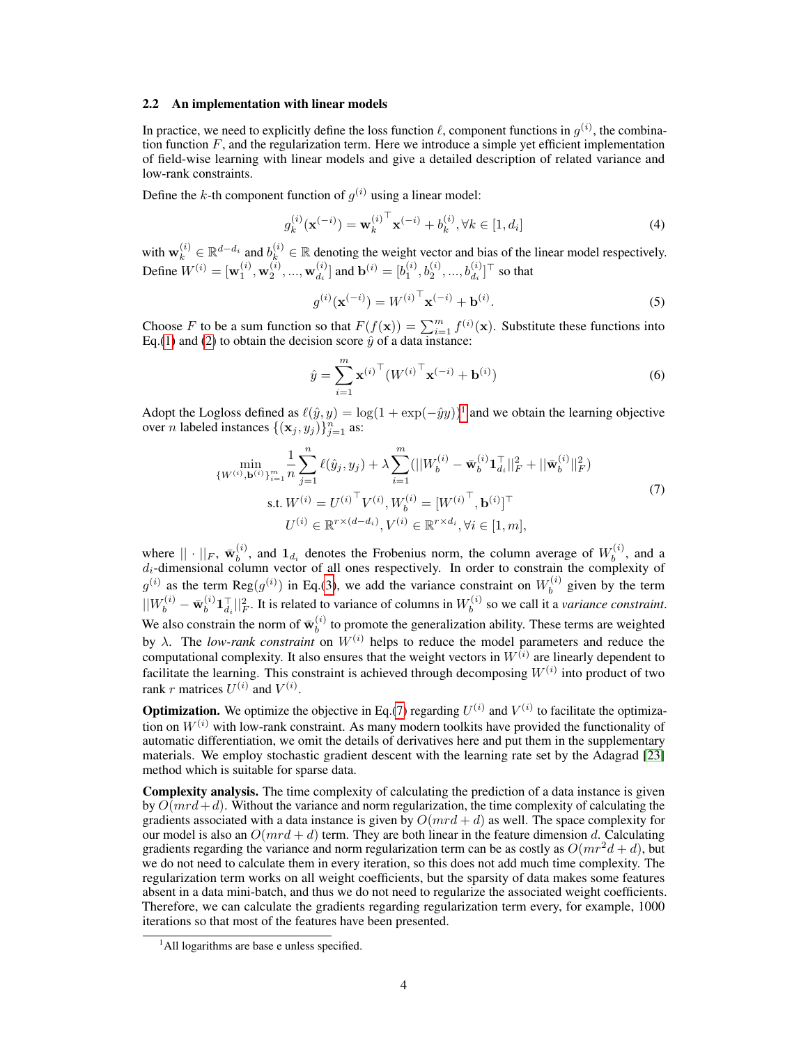### 2.2 An implementation with linear models

In practice, we need to explicitly define the loss function $\ell$, component functions in $g^{(i)}$, the combination function $F$, and the regularization term. Here we introduce a simple yet efficient implementation of field-wise learning with linear models and give a detailed description of related variance and low-rank constraints.

Define the $k$-th component function of $g^{(i)}$ using a linear model:

$$g_k^{(i)}(\mathbf{x}^{(-i)}) = \mathbf{w}_k^{(i)\top} \mathbf{x}^{(-i)} + b_k^{(i)}, \forall k \in [1, d_i] \tag{4}$$

with $\mathbf{w}_k^{(i)} \in \mathbb{R}^{d-d_i}$ and $b_k^{(i)} \in \mathbb{R}$ denoting the weight vector and bias of the linear model respectively. Define $W^{(i)} = [\mathbf{w}_1^{(i)}, \mathbf{w}_2^{(i)}, ..., \mathbf{w}_{d_i}^{(i)}]$ and $\mathbf{b}^{(i)} = [b_1^{(i)}, b_2^{(i)}, ..., b_{d_i}^{(i)}]^\top$ so that

$$g^{(i)}(\mathbf{x}^{(-i)}) = W^{(i)\top} \mathbf{x}^{(-i)} + \mathbf{b}^{(i)}. \tag{5}$$

Choose $F$ to be a sum function so that $F(f(\mathbf{x})) = \sum_{i=1}^m f^{(i)}(\mathbf{x})$. Substitute these functions into Eq.(1) and (2) to obtain the decision score $\hat{y}$ of a data instance:

$$\hat{y} = \sum_{i=1}^m \mathbf{x}^{(i)\top} (W^{(i)\top} \mathbf{x}^{(-i)} + \mathbf{b}^{(i)}) \tag{6}$$

Adopt the Logloss defined as $\ell(\hat{y}, y) = \log(1 + \exp(-\hat{y}y))$[1] and we obtain the learning objective over $n$ labeled instances $\{(\mathbf{x}_j, y_j)\}_{j=1}^n$ as:

$$\begin{aligned}
\min_{\{W^{(i)}, \mathbf{b}^{(i)}\}_{i=1}^m} \ & \frac{1}{n} \sum_{j=1}^n \ell(\hat{y}_j, y_j) + \lambda \sum_{i=1}^m (||W_b^{(i)} - \bar{\mathbf{w}}_b^{(i)} \mathbf{1}_{d_i}^\top||_F^2 + ||\bar{\mathbf{w}}_b^{(i)}||_F^2) \\
\text{s.t. } & W^{(i)} = U^{(i)\top} V^{(i)}, W_b^{(i)} = [W^{(i)\top}, \mathbf{b}^{(i)}]^\top \\
& U^{(i)} \in \mathbb{R}^{r \times (d-d_i)}, V^{(i)} \in \mathbb{R}^{r \times d_i}, \forall i \in [1, m],
\end{aligned} \tag{7}$$

where $||\cdot||_F$, $\bar{\mathbf{w}}_b^{(i)}$, and $\mathbf{1}_{d_i}$ denotes the Frobenius norm, the column average of $W_b^{(i)}$, and a $d_i$-dimensional column vector of all ones respectively. In order to constrain the complexity of $g^{(i)}$ as the term $\text{Reg}(g^{(i)})$ in Eq.(3), we add the variance constraint on $W_b^{(i)}$ given by the term $||W_b^{(i)} - \bar{\mathbf{w}}_b^{(i)} \mathbf{1}_{d_i}^\top||_F^2$. It is related to variance of columns in $W_b^{(i)}$ so we call it a *variance constraint*. We also constrain the norm of $\bar{\mathbf{w}}_b^{(i)}$ to promote the generalization ability. These terms are weighted by $\lambda$. The *low-rank constraint* on $W^{(i)}$ helps to reduce the model parameters and reduce the computational complexity. It also ensures that the weight vectors in $W^{(i)}$ are linearly dependent to facilitate the learning. This constraint is achieved through decomposing $W^{(i)}$ into product of two rank $r$ matrices $U^{(i)}$ and $V^{(i)}$.

**Optimization.** We optimize the objective in Eq.(7) regarding $U^{(i)}$ and $V^{(i)}$ to facilitate the optimization on $W^{(i)}$ with low-rank constraint. As many modern toolkits have provided the functionality of automatic differentiation, we omit the details of derivatives here and put them in the supplementary materials. We employ stochastic gradient descent with the learning rate set by the Adagrad [23] method which is suitable for sparse data.

**Complexity analysis.** The time complexity of calculating the prediction of a data instance is given by $O(mrd+d)$. Without the variance and norm regularization, the time complexity of calculating the gradients associated with a data instance is given by $O(mrd+d)$ as well. The space complexity for our model is also an $O(mrd+d)$ term. They are both linear in the feature dimension $d$. Calculating gradients regarding the variance and norm regularization term can be as costly as $O(mr^2d+d)$, but we do not need to calculate them in every iteration, so this does not add much time complexity. The regularization term works on all weight coefficients, but the sparsity of data makes some features absent in a data mini-batch, and thus we do not need to regularize the associated weight coefficients. Therefore, we can calculate the gradients regarding regularization term every, for example, 1000 iterations so that most of the features have been presented.

---

[1] All logarithms are base e unless specified.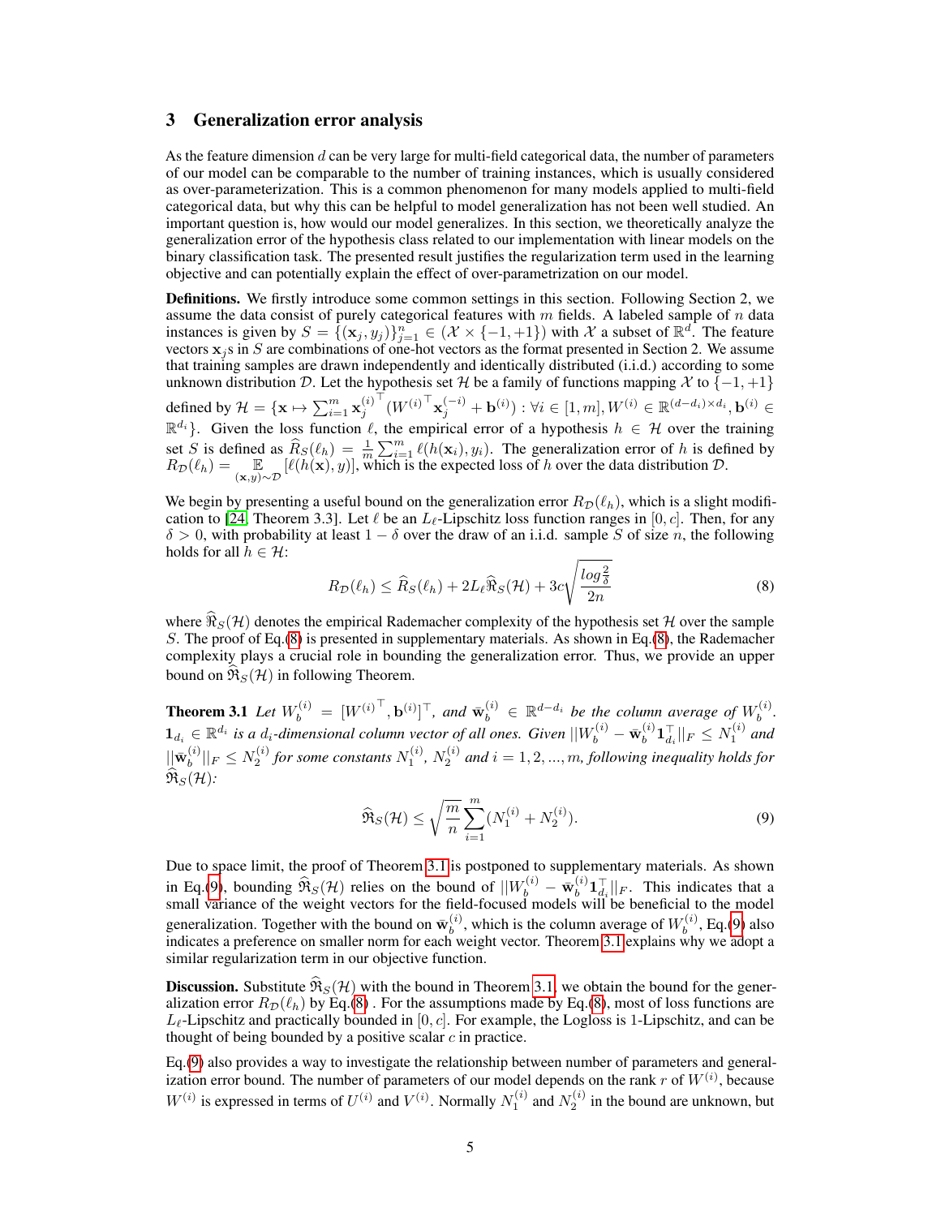## 3 Generalization error analysis

As the feature dimension $d$ can be very large for multi-field categorical data, the number of parameters of our model can be comparable to the number of training instances, which is usually considered as over-parameterization. This is a common phenomenon for many models applied to multi-field categorical data, but why this can be helpful to model generalization has not been well studied. An important question is, how would our model generalizes. In this section, we theoretically analyze the generalization error of the hypothesis class related to our implementation with linear models on the binary classification task. The presented result justifies the regularization term used in the learning objective and can potentially explain the effect of over-parametrization on our model.

**Definitions.** We firstly introduce some common settings in this section. Following Section 2, we assume the data consist of purely categorical features with $m$ fields. A labeled sample of $n$ data instances is given by $S = \{(\mathbf{x}_j, y_j)\}_{j=1}^{n} \in (\mathcal{X} \times \{-1, +1\})$ with $\mathcal{X}$ a subset of $\mathbb{R}^d$. The feature vectors $\mathbf{x}_j$s in $S$ are combinations of one-hot vectors as the format presented in Section 2. We assume that training samples are drawn independently and identically distributed (i.i.d.) according to some unknown distribution $\mathcal{D}$. Let the hypothesis set $\mathcal{H}$ be a family of functions mapping $\mathcal{X}$ to $\{-1, +1\}$ defined by $\mathcal{H} = \{\mathbf{x} \mapsto \sum_{i=1}^{m} {\mathbf{x}_j^{(i)}}^\top ({W^{(i)}}^\top \mathbf{x}_j^{(-i)} + \mathbf{b}^{(i)}) : \forall i \in [1, m], W^{(i)} \in \mathbb{R}^{(d-d_i)\times d_i}, \mathbf{b}^{(i)} \in \mathbb{R}^{d_i}\}$. Given the loss function $\ell$, the empirical error of a hypothesis $h \in \mathcal{H}$ over the training set $S$ is defined as $\widehat{R}_S(\ell_h) = \frac{1}{m}\sum_{i=1}^{m} \ell(h(\mathbf{x}_i), y_i)$. The generalization error of $h$ is defined by $R_{\mathcal{D}}(\ell_h) = \mathop{\mathbb{E}}_{(\mathbf{x},y)\sim\mathcal{D}}[\ell(h(\mathbf{x}), y)]$, which is the expected loss of $h$ over the data distribution $\mathcal{D}$.

We begin by presenting a useful bound on the generalization error $R_{\mathcal{D}}(\ell_h)$, which is a slight modification to [24, Theorem 3.3]. Let $\ell$ be an $L_\ell$-Lipschitz loss function ranges in $[0, c]$. Then, for any $\delta > 0$, with probability at least $1 - \delta$ over the draw of an i.i.d. sample $S$ of size $n$, the following holds for all $h \in \mathcal{H}$:

$$R_{\mathcal{D}}(\ell_h) \le \widehat{R}_S(\ell_h) + 2L_\ell \widehat{\mathfrak{R}}_S(\mathcal{H}) + 3c\sqrt{\frac{log\frac{2}{\delta}}{2n}} \tag{8}$$

where $\widehat{\mathfrak{R}}_S(\mathcal{H})$ denotes the empirical Rademacher complexity of the hypothesis set $\mathcal{H}$ over the sample $S$. The proof of Eq.(8) is presented in supplementary materials. As shown in Eq.(8), the Rademacher complexity plays a crucial role in bounding the generalization error. Thus, we provide an upper bound on $\widehat{\mathfrak{R}}_S(\mathcal{H})$ in following Theorem.

**Theorem 3.1** *Let $W_b^{(i)} = [{W^{(i)}}^\top, \mathbf{b}^{(i)}]^\top$, and $\bar{\mathbf{w}}_b^{(i)} \in \mathbb{R}^{d-d_i}$ be the column average of $W_b^{(i)}$. $\mathbf{1}_{d_i} \in \mathbb{R}^{d_i}$ is a $d_i$-dimensional column vector of all ones. Given $||W_b^{(i)} - \bar{\mathbf{w}}_b^{(i)}\mathbf{1}_{d_i}^\top||_F \le N_1^{(i)}$ and $||\bar{\mathbf{w}}_b^{(i)}||_F \le N_2^{(i)}$ for some constants $N_1^{(i)}$, $N_2^{(i)}$ and $i = 1, 2, ..., m$, following inequality holds for $\widehat{\mathfrak{R}}_S(\mathcal{H})$:*

$$\widehat{\mathfrak{R}}_S(\mathcal{H}) \le \sqrt{\frac{m}{n}}\sum_{i=1}^{m}(N_1^{(i)} + N_2^{(i)}). \tag{9}$$

Due to space limit, the proof of Theorem 3.1 is postponed to supplementary materials. As shown in Eq.(9), bounding $\widehat{\mathfrak{R}}_S(\mathcal{H})$ relies on the bound of $||W_b^{(i)} - \bar{\mathbf{w}}_b^{(i)}\mathbf{1}_{d_i}^\top||_F$. This indicates that a small variance of the weight vectors for the field-focused models will be beneficial to the model generalization. Together with the bound on $\bar{\mathbf{w}}_b^{(i)}$, which is the column average of $W_b^{(i)}$, Eq.(9) also indicates a preference on smaller norm for each weight vector. Theorem 3.1 explains why we adopt a similar regularization term in our objective function.

**Discussion.** Substitute $\widehat{\mathfrak{R}}_S(\mathcal{H})$ with the bound in Theorem 3.1, we obtain the bound for the generalization error $R_{\mathcal{D}}(\ell_h)$ by Eq.(8) . For the assumptions made by Eq.(8), most of loss functions are $L_\ell$-Lipschitz and practically bounded in $[0, c]$. For example, the Logloss is 1-Lipschitz, and can be thought of being bounded by a positive scalar $c$ in practice.

Eq.(9) also provides a way to investigate the relationship between number of parameters and generalization error bound. The number of parameters of our model depends on the rank $r$ of $W^{(i)}$, because $W^{(i)}$ is expressed in terms of $U^{(i)}$ and $V^{(i)}$. Normally $N_1^{(i)}$ and $N_2^{(i)}$ in the bound are unknown, but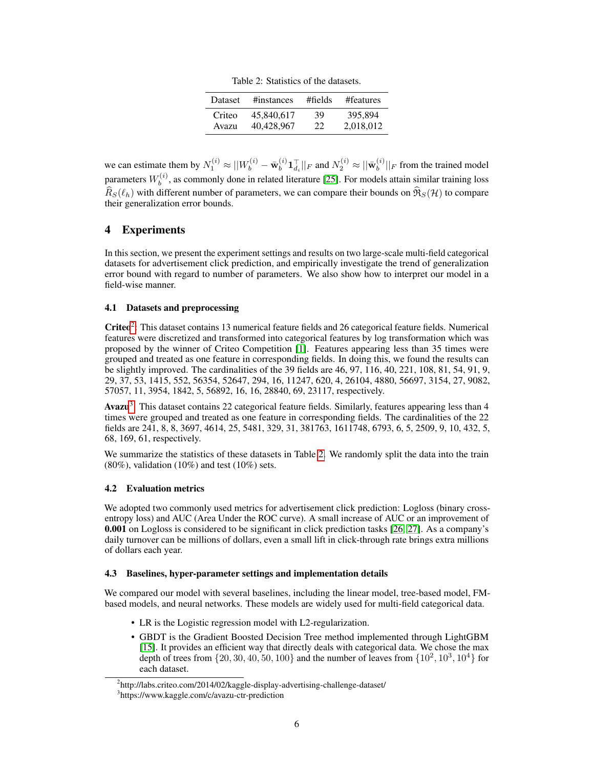Table 2: Statistics of the datasets.

| Dataset | #instances | #fields | #features |
|---|---|---|---|
| Criteo | 45,840,617 | 39 | 395,894 |
| Avazu | 40,428,967 | 22 | 2,018,012 |

we can estimate them by $N_1^{(i)} \approx ||W_b^{(i)} - \bar{\mathbf{w}}_b^{(i)} \mathbf{1}_{d_i}^\top||_F$ and $N_2^{(i)} \approx ||\bar{\mathbf{w}}_b^{(i)}||_F$ from the trained model parameters $W_b^{(i)}$, as commonly done in related literature [25]. For models attain similar training loss $\widehat{R}_S(\ell_h)$ with different number of parameters, we can compare their bounds on $\widehat{\mathfrak{R}}_S(\mathcal{H})$ to compare their generalization error bounds.

# 4 Experiments

In this section, we present the experiment settings and results on two large-scale multi-field categorical datasets for advertisement click prediction, and empirically investigate the trend of generalization error bound with regard to number of parameters. We also show how to interpret our model in a field-wise manner.

## 4.1 Datasets and preprocessing

**Criteo**[2]: This dataset contains 13 numerical feature fields and 26 categorical feature fields. Numerical features were discretized and transformed into categorical features by log transformation which was proposed by the winner of Criteo Competition [1]. Features appearing less than 35 times were grouped and treated as one feature in corresponding fields. In doing this, we found the results can be slightly improved. The cardinalities of the 39 fields are 46, 97, 116, 40, 221, 108, 81, 54, 91, 9, 29, 37, 53, 1415, 552, 56354, 52647, 294, 16, 11247, 620, 4, 26104, 4880, 56697, 3154, 27, 9082, 57057, 11, 3954, 1842, 5, 56892, 16, 16, 28840, 69, 23117, respectively.

**Avazu**[3]: This dataset contains 22 categorical feature fields. Similarly, features appearing less than 4 times were grouped and treated as one feature in corresponding fields. The cardinalities of the 22 fields are 241, 8, 8, 3697, 4614, 25, 5481, 329, 31, 381763, 1611748, 6793, 6, 5, 2509, 9, 10, 432, 5, 68, 169, 61, respectively.

We summarize the statistics of these datasets in Table 2. We randomly split the data into the train (80%), validation (10%) and test (10%) sets.

## 4.2 Evaluation metrics

We adopted two commonly used metrics for advertisement click prediction: Logloss (binary cross-entropy loss) and AUC (Area Under the ROC curve). A small increase of AUC or an improvement of **0.001** on Logloss is considered to be significant in click prediction tasks [26, 27]. As a company's daily turnover can be millions of dollars, even a small lift in click-through rate brings extra millions of dollars each year.

## 4.3 Baselines, hyper-parameter settings and implementation details

We compared our model with several baselines, including the linear model, tree-based model, FM-based models, and neural networks. These models are widely used for multi-field categorical data.

- LR is the Logistic regression model with L2-regularization.
- GBDT is the Gradient Boosted Decision Tree method implemented through LightGBM [15]. It provides an efficient way that directly deals with categorical data. We chose the max depth of trees from $\{20, 30, 40, 50, 100\}$ and the number of leaves from $\{10^2, 10^3, 10^4\}$ for each dataset.

[2] http://labs.criteo.com/2014/02/kaggle-display-advertising-challenge-dataset/

[3] https://www.kaggle.com/c/avazu-ctr-prediction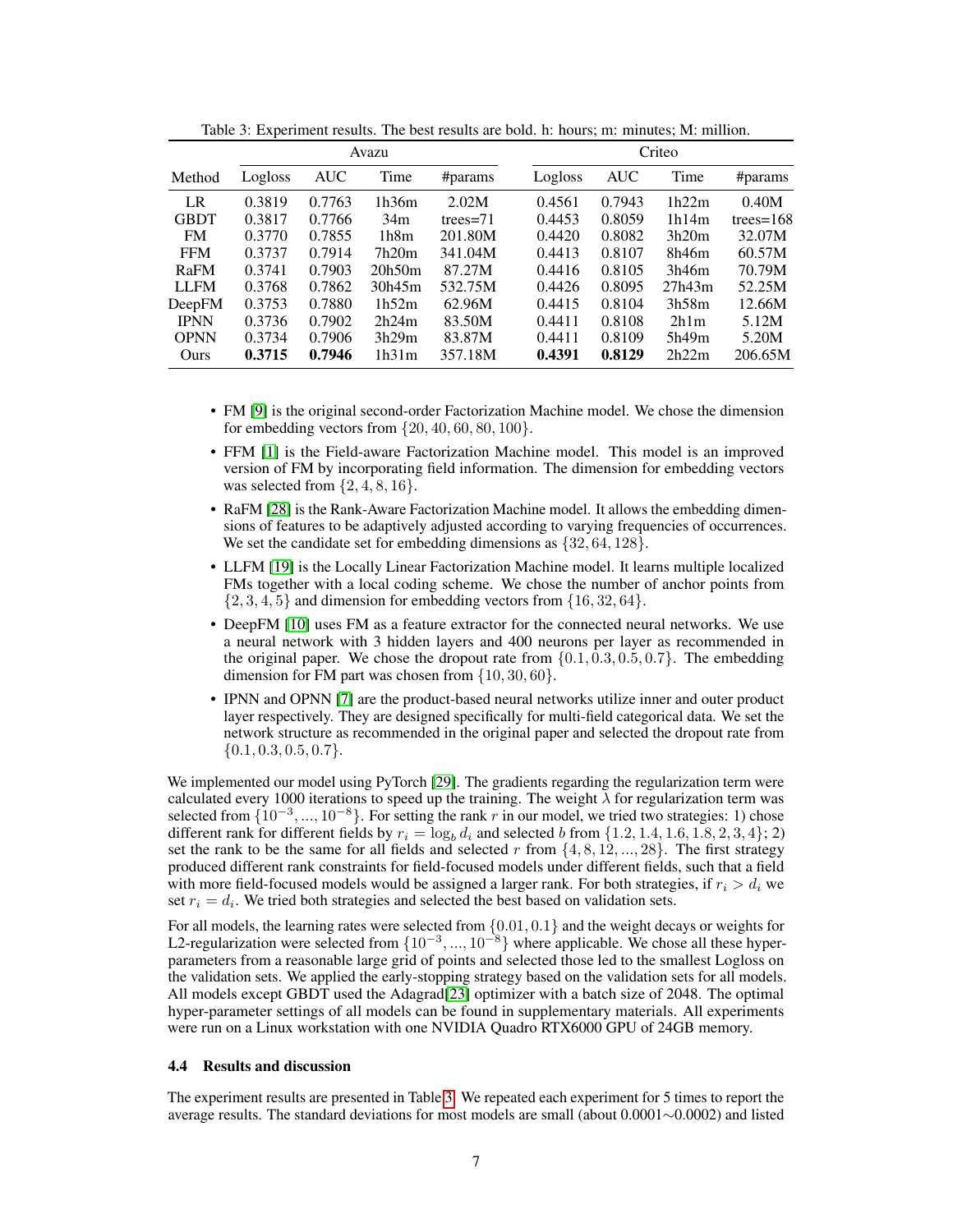Table 3: Experiment results. The best results are bold. h: hours; m: minutes; M: million.

| | Avazu | | | | Criteo | | | |
|---|---|---|---|---|---|---|---|---|
| Method | Logloss | AUC | Time | #params | Logloss | AUC | Time | #params |
| LR | 0.3819 | 0.7763 | 1h36m | 2.02M | 0.4561 | 0.7943 | 1h22m | 0.40M |
| GBDT | 0.3817 | 0.7766 | 34m | trees=71 | 0.4453 | 0.8059 | 1h14m | trees=168 |
| FM | 0.3770 | 0.7855 | 1h8m | 201.80M | 0.4420 | 0.8082 | 3h20m | 32.07M |
| FFM | 0.3737 | 0.7914 | 7h20m | 341.04M | 0.4413 | 0.8107 | 8h46m | 60.57M |
| RaFM | 0.3741 | 0.7903 | 20h50m | 87.27M | 0.4416 | 0.8105 | 3h46m | 70.79M |
| LLFM | 0.3768 | 0.7862 | 30h45m | 532.75M | 0.4426 | 0.8095 | 27h43m | 52.25M |
| DeepFM | 0.3753 | 0.7880 | 1h52m | 62.96M | 0.4415 | 0.8104 | 3h58m | 12.66M |
| IPNN | 0.3736 | 0.7902 | 2h24m | 83.50M | 0.4411 | 0.8108 | 2h1m | 5.12M |
| OPNN | 0.3734 | 0.7906 | 3h29m | 83.87M | 0.4411 | 0.8109 | 5h49m | 5.20M |
| Ours | **0.3715** | **0.7946** | 1h31m | 357.18M | **0.4391** | **0.8129** | 2h22m | 206.65M |

- FM [9] is the original second-order Factorization Machine model. We chose the dimension for embedding vectors from $\{20, 40, 60, 80, 100\}$.
- FFM [1] is the Field-aware Factorization Machine model. This model is an improved version of FM by incorporating field information. The dimension for embedding vectors was selected from $\{2, 4, 8, 16\}$.
- RaFM [28] is the Rank-Aware Factorization Machine model. It allows the embedding dimensions of features to be adaptively adjusted according to varying frequencies of occurrences. We set the candidate set for embedding dimensions as $\{32, 64, 128\}$.
- LLFM [19] is the Locally Linear Factorization Machine model. It learns multiple localized FMs together with a local coding scheme. We chose the number of anchor points from $\{2, 3, 4, 5\}$ and dimension for embedding vectors from $\{16, 32, 64\}$.
- DeepFM [10] uses FM as a feature extractor for the connected neural networks. We use a neural network with 3 hidden layers and 400 neurons per layer as recommended in the original paper. We chose the dropout rate from $\{0.1, 0.3, 0.5, 0.7\}$. The embedding dimension for FM part was chosen from $\{10, 30, 60\}$.
- IPNN and OPNN [7] are the product-based neural networks utilize inner and outer product layer respectively. They are designed specifically for multi-field categorical data. We set the network structure as recommended in the original paper and selected the dropout rate from $\{0.1, 0.3, 0.5, 0.7\}$.

We implemented our model using PyTorch [29]. The gradients regarding the regularization term were calculated every 1000 iterations to speed up the training. The weight $\lambda$ for regularization term was selected from $\{10^{-3}, ..., 10^{-8}\}$. For setting the rank $r$ in our model, we tried two strategies: 1) chose different rank for different fields by $r_i = \log_b d_i$ and selected $b$ from $\{1.2, 1.4, 1.6, 1.8, 2, 3, 4\}$; 2) set the rank to be the same for all fields and selected $r$ from $\{4, 8, 12, ..., 28\}$. The first strategy produced different rank constraints for field-focused models under different fields, such that a field with more field-focused models would be assigned a larger rank. For both strategies, if $r_i > d_i$ we set $r_i = d_i$. We tried both strategies and selected the best based on validation sets.

For all models, the learning rates were selected from $\{0.01, 0.1\}$ and the weight decays or weights for L2-regularization were selected from $\{10^{-3}, ..., 10^{-8}\}$ where applicable. We chose all these hyper-parameters from a reasonable large grid of points and selected those led to the smallest Logloss on the validation sets. We applied the early-stopping strategy based on the validation sets for all models. All models except GBDT used the Adagrad[23] optimizer with a batch size of 2048. The optimal hyper-parameter settings of all models can be found in supplementary materials. All experiments were run on a Linux workstation with one NVIDIA Quadro RTX6000 GPU of 24GB memory.

### 4.4 Results and discussion

The experiment results are presented in Table 3. We repeated each experiment for 5 times to report the average results. The standard deviations for most models are small (about 0.0001$\sim$0.0002) and listed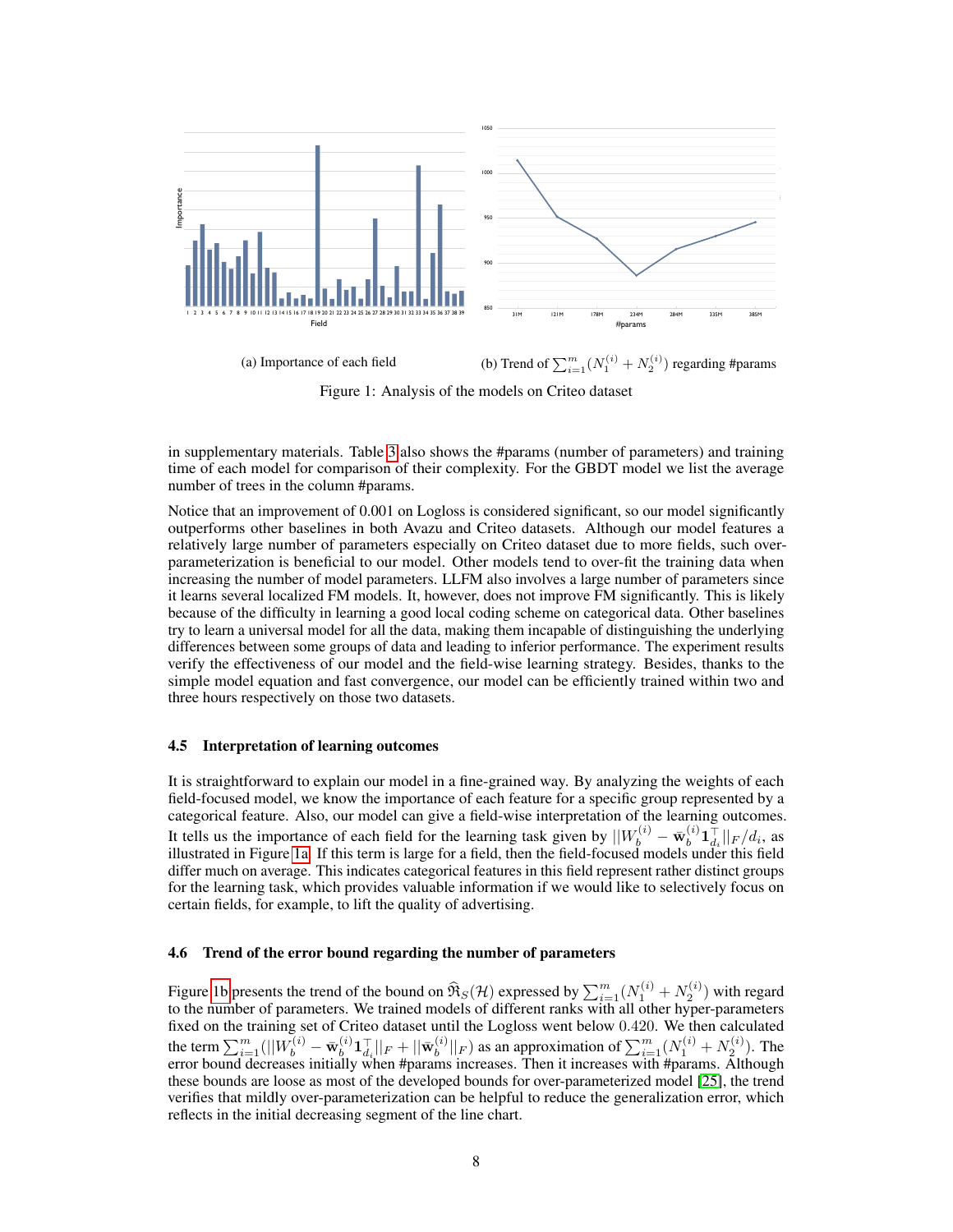(a) Importance of each field

(b) Trend of $\sum_{i=1}^{m}(N_1^{(i)} + N_2^{(i)})$ regarding #params

Figure 1: Analysis of the models on Criteo dataset

in supplementary materials. Table 3 also shows the #params (number of parameters) and training time of each model for comparison of their complexity. For the GBDT model we list the average number of trees in the column #params.

Notice that an improvement of 0.001 on Logloss is considered significant, so our model significantly outperforms other baselines in both Avazu and Criteo datasets. Although our model features a relatively large number of parameters especially on Criteo dataset due to more fields, such over-parameterization is beneficial to our model. Other models tend to over-fit the training data when increasing the number of model parameters. LLFM also involves a large number of parameters since it learns several localized FM models. It, however, does not improve FM significantly. This is likely because of the difficulty in learning a good local coding scheme on categorical data. Other baselines try to learn a universal model for all the data, making them incapable of distinguishing the underlying differences between some groups of data and leading to inferior performance. The experiment results verify the effectiveness of our model and the field-wise learning strategy. Besides, thanks to the simple model equation and fast convergence, our model can be efficiently trained within two and three hours respectively on those two datasets.

### 4.5 Interpretation of learning outcomes

It is straightforward to explain our model in a fine-grained way. By analyzing the weights of each field-focused model, we know the importance of each feature for a specific group represented by a categorical feature. Also, our model can give a field-wise interpretation of the learning outcomes. It tells us the importance of each field for the learning task given by $||W_b^{(i)} - \bar{\mathbf{w}}_b^{(i)}\mathbf{1}_{d_i}^\top||_F/d_i$, as illustrated in Figure 1a. If this term is large for a field, then the field-focused models under this field differ much on average. This indicates categorical features in this field represent rather distinct groups for the learning task, which provides valuable information if we would like to selectively focus on certain fields, for example, to lift the quality of advertising.

### 4.6 Trend of the error bound regarding the number of parameters

Figure 1b presents the trend of the bound on $\widehat{\mathfrak{R}}_S(\mathcal{H})$ expressed by $\sum_{i=1}^{m}(N_1^{(i)} + N_2^{(i)})$ with regard to the number of parameters. We trained models of different ranks with all other hyper-parameters fixed on the training set of Criteo dataset until the Logloss went below 0.420. We then calculated the term $\sum_{i=1}^{m}(||W_b^{(i)} - \bar{\mathbf{w}}_b^{(i)}\mathbf{1}_{d_i}^\top||_F + ||\bar{\mathbf{w}}_b^{(i)}||_F)$ as an approximation of $\sum_{i=1}^{m}(N_1^{(i)} + N_2^{(i)})$. The error bound decreases initially when #params increases. Then it increases with #params. Although these bounds are loose as most of the developed bounds for over-parameterized model [25], the trend verifies that mildly over-parameterization can be helpful to reduce the generalization error, which reflects in the initial decreasing segment of the line chart.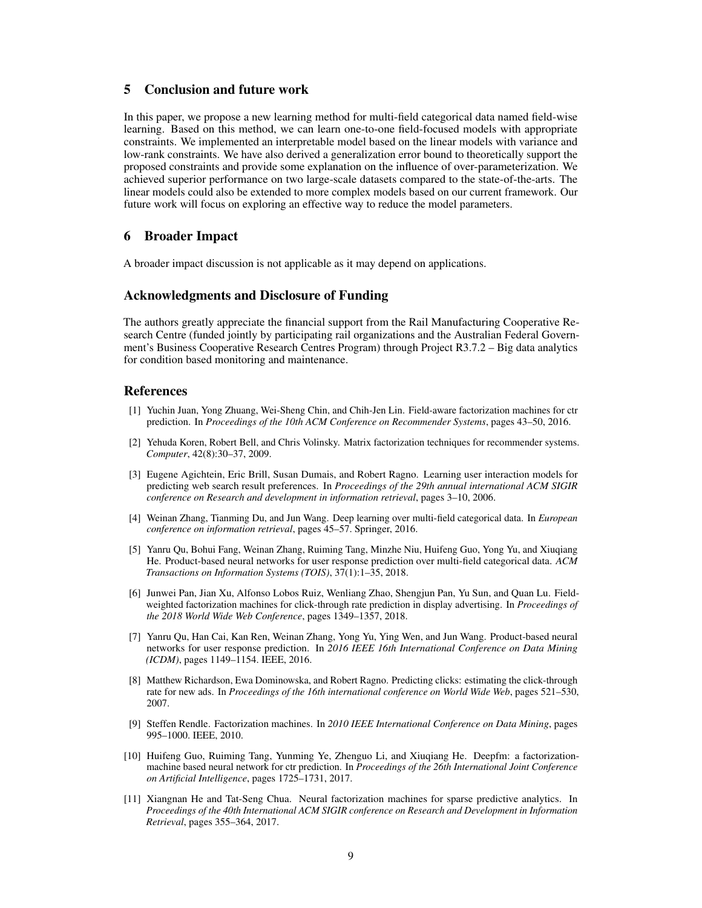## 5 Conclusion and future work

In this paper, we propose a new learning method for multi-field categorical data named field-wise learning. Based on this method, we can learn one-to-one field-focused models with appropriate constraints. We implemented an interpretable model based on the linear models with variance and low-rank constraints. We have also derived a generalization error bound to theoretically support the proposed constraints and provide some explanation on the influence of over-parameterization. We achieved superior performance on two large-scale datasets compared to the state-of-the-arts. The linear models could also be extended to more complex models based on our current framework. Our future work will focus on exploring an effective way to reduce the model parameters.

## 6 Broader Impact

A broader impact discussion is not applicable as it may depend on applications.

## Acknowledgments and Disclosure of Funding

The authors greatly appreciate the financial support from the Rail Manufacturing Cooperative Research Centre (funded jointly by participating rail organizations and the Australian Federal Government's Business Cooperative Research Centres Program) through Project R3.7.2 – Big data analytics for condition based monitoring and maintenance.

## References

[1] Yuchin Juan, Yong Zhuang, Wei-Sheng Chin, and Chih-Jen Lin. Field-aware factorization machines for ctr prediction. In *Proceedings of the 10th ACM Conference on Recommender Systems*, pages 43–50, 2016.

[2] Yehuda Koren, Robert Bell, and Chris Volinsky. Matrix factorization techniques for recommender systems. *Computer*, 42(8):30–37, 2009.

[3] Eugene Agichtein, Eric Brill, Susan Dumais, and Robert Ragno. Learning user interaction models for predicting web search result preferences. In *Proceedings of the 29th annual international ACM SIGIR conference on Research and development in information retrieval*, pages 3–10, 2006.

[4] Weinan Zhang, Tianming Du, and Jun Wang. Deep learning over multi-field categorical data. In *European conference on information retrieval*, pages 45–57. Springer, 2016.

[5] Yanru Qu, Bohui Fang, Weinan Zhang, Ruiming Tang, Minzhe Niu, Huifeng Guo, Yong Yu, and Xiuqiang He. Product-based neural networks for user response prediction over multi-field categorical data. *ACM Transactions on Information Systems (TOIS)*, 37(1):1–35, 2018.

[6] Junwei Pan, Jian Xu, Alfonso Lobos Ruiz, Wenliang Zhao, Shengjun Pan, Yu Sun, and Quan Lu. Field-weighted factorization machines for click-through rate prediction in display advertising. In *Proceedings of the 2018 World Wide Web Conference*, pages 1349–1357, 2018.

[7] Yanru Qu, Han Cai, Kan Ren, Weinan Zhang, Yong Yu, Ying Wen, and Jun Wang. Product-based neural networks for user response prediction. In *2016 IEEE 16th International Conference on Data Mining (ICDM)*, pages 1149–1154. IEEE, 2016.

[8] Matthew Richardson, Ewa Dominowska, and Robert Ragno. Predicting clicks: estimating the click-through rate for new ads. In *Proceedings of the 16th international conference on World Wide Web*, pages 521–530, 2007.

[9] Steffen Rendle. Factorization machines. In *2010 IEEE International Conference on Data Mining*, pages 995–1000. IEEE, 2010.

[10] Huifeng Guo, Ruiming Tang, Yunming Ye, Zhenguo Li, and Xiuqiang He. Deepfm: a factorization-machine based neural network for ctr prediction. In *Proceedings of the 26th International Joint Conference on Artificial Intelligence*, pages 1725–1731, 2017.

[11] Xiangnan He and Tat-Seng Chua. Neural factorization machines for sparse predictive analytics. In *Proceedings of the 40th International ACM SIGIR conference on Research and Development in Information Retrieval*, pages 355–364, 2017.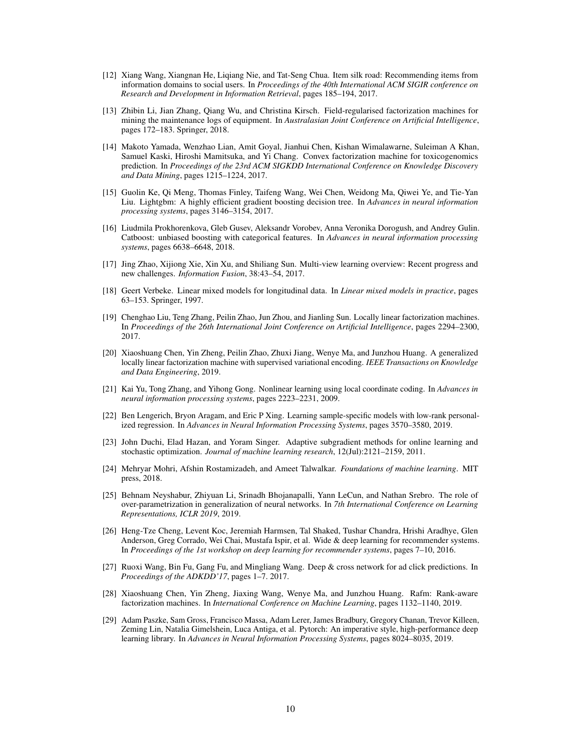[12] Xiang Wang, Xiangnan He, Liqiang Nie, and Tat-Seng Chua. Item silk road: Recommending items from information domains to social users. In *Proceedings of the 40th International ACM SIGIR conference on Research and Development in Information Retrieval*, pages 185–194, 2017.

[13] Zhibin Li, Jian Zhang, Qiang Wu, and Christina Kirsch. Field-regularised factorization machines for mining the maintenance logs of equipment. In *Australasian Joint Conference on Artificial Intelligence*, pages 172–183. Springer, 2018.

[14] Makoto Yamada, Wenzhao Lian, Amit Goyal, Jianhui Chen, Kishan Wimalawarne, Suleiman A Khan, Samuel Kaski, Hiroshi Mamitsuka, and Yi Chang. Convex factorization machine for toxicogenomics prediction. In *Proceedings of the 23rd ACM SIGKDD International Conference on Knowledge Discovery and Data Mining*, pages 1215–1224, 2017.

[15] Guolin Ke, Qi Meng, Thomas Finley, Taifeng Wang, Wei Chen, Weidong Ma, Qiwei Ye, and Tie-Yan Liu. Lightgbm: A highly efficient gradient boosting decision tree. In *Advances in neural information processing systems*, pages 3146–3154, 2017.

[16] Liudmila Prokhorenkova, Gleb Gusev, Aleksandr Vorobev, Anna Veronika Dorogush, and Andrey Gulin. Catboost: unbiased boosting with categorical features. In *Advances in neural information processing systems*, pages 6638–6648, 2018.

[17] Jing Zhao, Xijiong Xie, Xin Xu, and Shiliang Sun. Multi-view learning overview: Recent progress and new challenges. *Information Fusion*, 38:43–54, 2017.

[18] Geert Verbeke. Linear mixed models for longitudinal data. In *Linear mixed models in practice*, pages 63–153. Springer, 1997.

[19] Chenghao Liu, Teng Zhang, Peilin Zhao, Jun Zhou, and Jianling Sun. Locally linear factorization machines. In *Proceedings of the 26th International Joint Conference on Artificial Intelligence*, pages 2294–2300, 2017.

[20] Xiaoshuang Chen, Yin Zheng, Peilin Zhao, Zhuxi Jiang, Wenye Ma, and Junzhou Huang. A generalized locally linear factorization machine with supervised variational encoding. *IEEE Transactions on Knowledge and Data Engineering*, 2019.

[21] Kai Yu, Tong Zhang, and Yihong Gong. Nonlinear learning using local coordinate coding. In *Advances in neural information processing systems*, pages 2223–2231, 2009.

[22] Ben Lengerich, Bryon Aragam, and Eric P Xing. Learning sample-specific models with low-rank personalized regression. In *Advances in Neural Information Processing Systems*, pages 3570–3580, 2019.

[23] John Duchi, Elad Hazan, and Yoram Singer. Adaptive subgradient methods for online learning and stochastic optimization. *Journal of machine learning research*, 12(Jul):2121–2159, 2011.

[24] Mehryar Mohri, Afshin Rostamizadeh, and Ameet Talwalkar. *Foundations of machine learning*. MIT press, 2018.

[25] Behnam Neyshabur, Zhiyuan Li, Srinadh Bhojanapalli, Yann LeCun, and Nathan Srebro. The role of over-parametrization in generalization of neural networks. In *7th International Conference on Learning Representations, ICLR 2019*, 2019.

[26] Heng-Tze Cheng, Levent Koc, Jeremiah Harmsen, Tal Shaked, Tushar Chandra, Hrishi Aradhye, Glen Anderson, Greg Corrado, Wei Chai, Mustafa Ispir, et al. Wide & deep learning for recommender systems. In *Proceedings of the 1st workshop on deep learning for recommender systems*, pages 7–10, 2016.

[27] Ruoxi Wang, Bin Fu, Gang Fu, and Mingliang Wang. Deep & cross network for ad click predictions. In *Proceedings of the ADKDD'17*, pages 1–7. 2017.

[28] Xiaoshuang Chen, Yin Zheng, Jiaxing Wang, Wenye Ma, and Junzhou Huang. Rafm: Rank-aware factorization machines. In *International Conference on Machine Learning*, pages 1132–1140, 2019.

[29] Adam Paszke, Sam Gross, Francisco Massa, Adam Lerer, James Bradbury, Gregory Chanan, Trevor Killeen, Zeming Lin, Natalia Gimelshein, Luca Antiga, et al. Pytorch: An imperative style, high-performance deep learning library. In *Advances in Neural Information Processing Systems*, pages 8024–8035, 2019.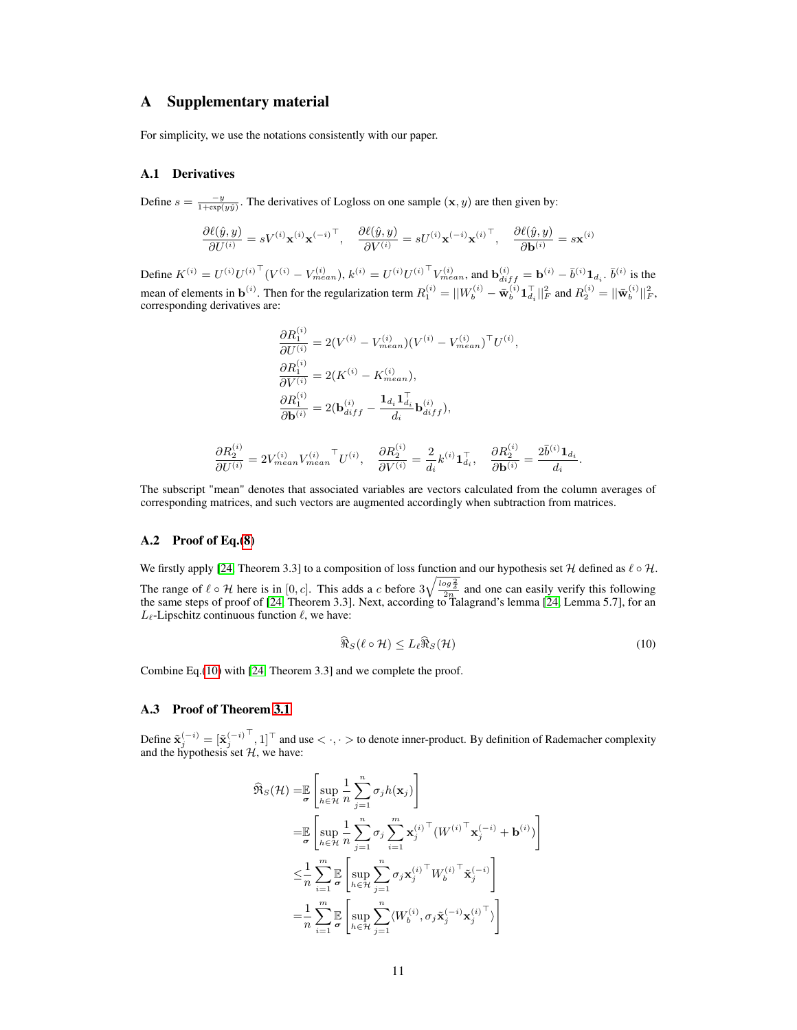# A Supplementary material

For simplicity, we use the notations consistently with our paper.

## A.1 Derivatives

Define $s = \frac{-y}{1+\exp(y\hat{y})}$. The derivatives of Logloss on one sample $(\mathbf{x}, y)$ are then given by:

$$\frac{\partial \ell(\hat{y}, y)}{\partial U^{(i)}} = sV^{(i)}\mathbf{x}^{(i)}\mathbf{x}^{(-i)^\top}, \quad \frac{\partial \ell(\hat{y}, y)}{\partial V^{(i)}} = sU^{(i)}\mathbf{x}^{(-i)}\mathbf{x}^{(i)^\top}, \quad \frac{\partial \ell(\hat{y}, y)}{\partial \mathbf{b}^{(i)}} = s\mathbf{x}^{(i)}$$

Define $K^{(i)} = U^{(i)}U^{(i)^\top}(V^{(i)} - V^{(i)}_{mean})$, $k^{(i)} = U^{(i)}U^{(i)^\top}V^{(i)}_{mean}$, and $\mathbf{b}^{(i)}_{diff} = \mathbf{b}^{(i)} - \bar{b}^{(i)}\mathbf{1}_{d_i}$. $\bar{b}^{(i)}$ is the mean of elements in $\mathbf{b}^{(i)}$. Then for the regularization term $R^{(i)}_1 = ||W^{(i)}_b - \bar{\mathbf{w}}^{(i)}_b\mathbf{1}^\top_{d_i}||^2_F$ and $R^{(i)}_2 = ||\bar{\mathbf{w}}^{(i)}_b||^2_F$, corresponding derivatives are:

$$\frac{\partial R^{(i)}_1}{\partial U^{(i)}} = 2(V^{(i)} - V^{(i)}_{mean})(V^{(i)} - V^{(i)}_{mean})^\top U^{(i)},$$
$$\frac{\partial R^{(i)}_1}{\partial V^{(i)}} = 2(K^{(i)} - K^{(i)}_{mean}),$$
$$\frac{\partial R^{(i)}_1}{\partial \mathbf{b}^{(i)}} = 2(\mathbf{b}^{(i)}_{diff} - \frac{\mathbf{1}_{d_i}\mathbf{1}^\top_{d_i}}{d_i}\mathbf{b}^{(i)}_{diff}),$$

$$\frac{\partial R^{(i)}_2}{\partial U^{(i)}} = 2V^{(i)}_{mean}{V^{(i)}_{mean}}^\top U^{(i)}, \quad \frac{\partial R^{(i)}_2}{\partial V^{(i)}} = \frac{2}{d_i}k^{(i)}\mathbf{1}^\top_{d_i}, \quad \frac{\partial R^{(i)}_2}{\partial \mathbf{b}^{(i)}} = \frac{2\bar{b}^{(i)}\mathbf{1}_{d_i}}{d_i}.$$

The subscript "mean" denotes that associated variables are vectors calculated from the column averages of corresponding matrices, and such vectors are augmented accordingly when subtraction from matrices.

## A.2 Proof of Eq.(8)

We firstly apply [24, Theorem 3.3] to a composition of loss function and our hypothesis set $\mathcal{H}$ defined as $\ell \circ \mathcal{H}$. The range of $\ell \circ \mathcal{H}$ here is in $[0, c]$. This adds a $c$ before $3\sqrt{\frac{log\frac{2}{\delta}}{2n}}$ and one can easily verify this following the same steps of proof of [24, Theorem 3.3]. Next, according to Talagrand's lemma [24, Lemma 5.7], for an $L_\ell$-Lipschitz continuous function $\ell$, we have:

$$\widehat{\mathfrak{R}}_S(\ell \circ \mathcal{H}) \leq L_\ell \widehat{\mathfrak{R}}_S(\mathcal{H}) \tag{10}$$

Combine Eq.(10) with [24, Theorem 3.3] and we complete the proof.

## A.3 Proof of Theorem 3.1

Define $\tilde{\mathbf{x}}^{(-i)}_j = [\tilde{\mathbf{x}}^{(-i)^\top}_j, 1]^\top$ and use $< \cdot, \cdot >$ to denote inner-product. By definition of Rademacher complexity and the hypothesis set $\mathcal{H}$, we have:

$$\begin{aligned}
\widehat{\mathfrak{R}}_S(\mathcal{H}) =& \mathop{\mathbb{E}}_{\boldsymbol{\sigma}}\left[\sup_{h\in\mathcal{H}} \frac{1}{n}\sum_{j=1}^{n}\sigma_j h(\mathbf{x}_j)\right] \\
=& \mathop{\mathbb{E}}_{\boldsymbol{\sigma}}\left[\sup_{h\in\mathcal{H}} \frac{1}{n}\sum_{j=1}^{n}\sigma_j \sum_{i=1}^{m}\mathbf{x}^{(i)^\top}_j(W^{(i)^\top}\mathbf{x}^{(-i)}_j + \mathbf{b}^{(i)})\right] \\
\leq& \frac{1}{n}\sum_{i=1}^{m}\mathop{\mathbb{E}}_{\boldsymbol{\sigma}}\left[\sup_{h\in\mathcal{H}}\sum_{j=1}^{n}\sigma_j\mathbf{x}^{(i)^\top}_j W^{(i)^\top}_b\tilde{\mathbf{x}}^{(-i)}_j\right] \\
=& \frac{1}{n}\sum_{i=1}^{m}\mathop{\mathbb{E}}_{\boldsymbol{\sigma}}\left[\sup_{h\in\mathcal{H}}\sum_{j=1}^{n}\langle W^{(i)}_b, \sigma_j\tilde{\mathbf{x}}^{(-i)}_j\mathbf{x}^{(i)^\top}_j\rangle\right]
\end{aligned}$$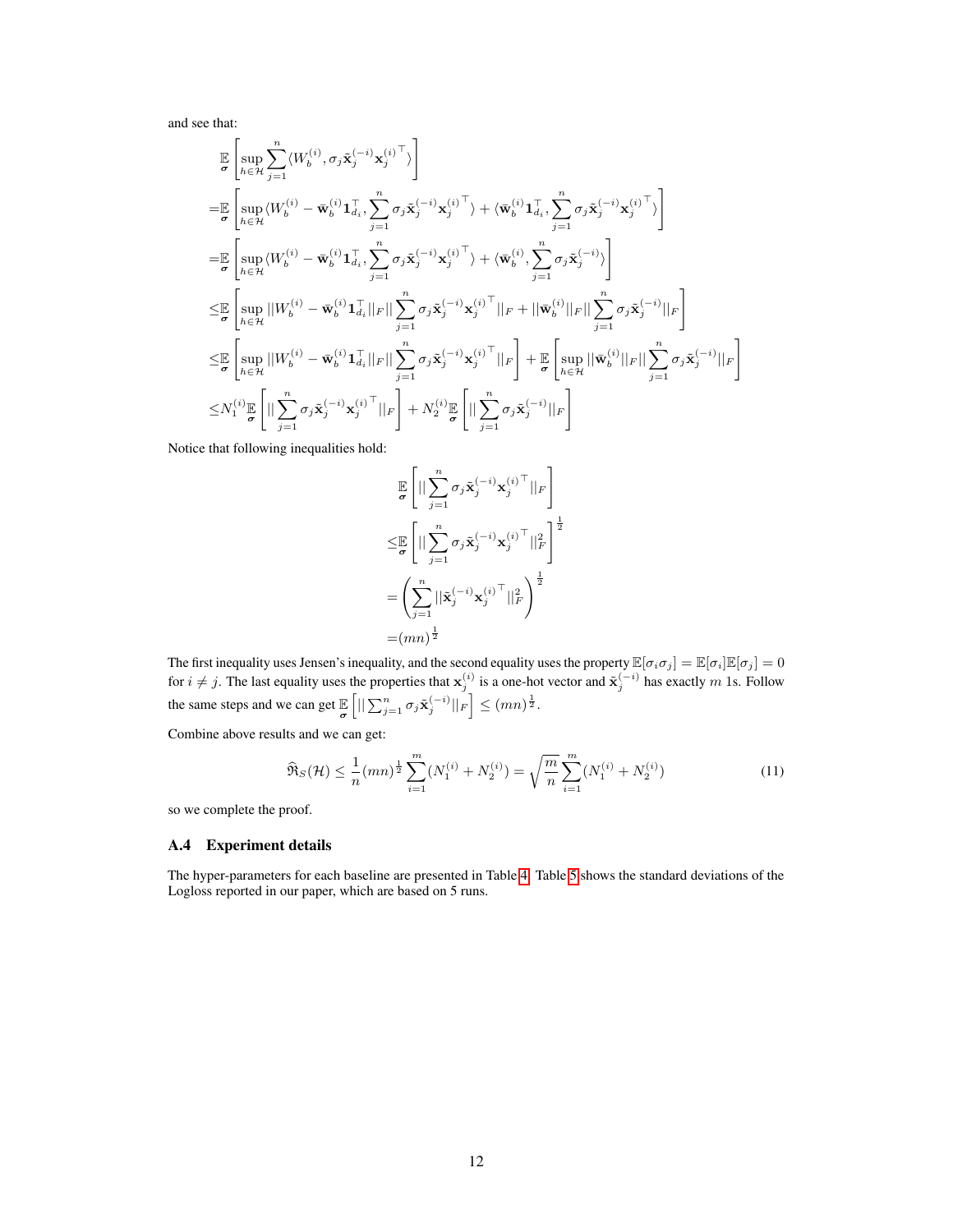and see that:

$$
\begin{aligned}
&\mathop{\mathbb{E}}_{\boldsymbol{\sigma}}\left[\sup_{h\in\mathcal{H}}\sum_{j=1}^{n}\langle W_b^{(i)}, \sigma_j \tilde{\mathbf{x}}_j^{(-i)} {\mathbf{x}_j^{(i)}}^\top\rangle\right] \\
=&\mathop{\mathbb{E}}_{\boldsymbol{\sigma}}\left[\sup_{h\in\mathcal{H}}\langle W_b^{(i)} - \bar{\mathbf{w}}_b^{(i)}\mathbf{1}_{d_i}^\top, \sum_{j=1}^{n}\sigma_j \tilde{\mathbf{x}}_j^{(-i)} {\mathbf{x}_j^{(i)}}^\top\rangle + \langle \bar{\mathbf{w}}_b^{(i)}\mathbf{1}_{d_i}^\top, \sum_{j=1}^{n}\sigma_j \tilde{\mathbf{x}}_j^{(-i)} {\mathbf{x}_j^{(i)}}^\top\rangle\right] \\
=&\mathop{\mathbb{E}}_{\boldsymbol{\sigma}}\left[\sup_{h\in\mathcal{H}}\langle W_b^{(i)} - \bar{\mathbf{w}}_b^{(i)}\mathbf{1}_{d_i}^\top, \sum_{j=1}^{n}\sigma_j \tilde{\mathbf{x}}_j^{(-i)} {\mathbf{x}_j^{(i)}}^\top\rangle + \langle \bar{\mathbf{w}}_b^{(i)}, \sum_{j=1}^{n}\sigma_j \tilde{\mathbf{x}}_j^{(-i)}\rangle\right] \\
\leq&\mathop{\mathbb{E}}_{\boldsymbol{\sigma}}\left[\sup_{h\in\mathcal{H}}||W_b^{(i)} - \bar{\mathbf{w}}_b^{(i)}\mathbf{1}_{d_i}^\top||_F||\sum_{j=1}^{n}\sigma_j \tilde{\mathbf{x}}_j^{(-i)} {\mathbf{x}_j^{(i)}}^\top||_F + ||\bar{\mathbf{w}}_b^{(i)}||_F||\sum_{j=1}^{n}\sigma_j \tilde{\mathbf{x}}_j^{(-i)}||_F\right] \\
\leq&\mathop{\mathbb{E}}_{\boldsymbol{\sigma}}\left[\sup_{h\in\mathcal{H}}||W_b^{(i)} - \bar{\mathbf{w}}_b^{(i)}\mathbf{1}_{d_i}^\top||_F||\sum_{j=1}^{n}\sigma_j \tilde{\mathbf{x}}_j^{(-i)} {\mathbf{x}_j^{(i)}}^\top||_F\right] + \mathop{\mathbb{E}}_{\boldsymbol{\sigma}}\left[\sup_{h\in\mathcal{H}}||\bar{\mathbf{w}}_b^{(i)}||_F||\sum_{j=1}^{n}\sigma_j \tilde{\mathbf{x}}_j^{(-i)}||_F\right] \\
\leq&N_1^{(i)}\mathop{\mathbb{E}}_{\boldsymbol{\sigma}}\left[||\sum_{j=1}^{n}\sigma_j \tilde{\mathbf{x}}_j^{(-i)} {\mathbf{x}_j^{(i)}}^\top||_F\right] + N_2^{(i)}\mathop{\mathbb{E}}_{\boldsymbol{\sigma}}\left[||\sum_{j=1}^{n}\sigma_j \tilde{\mathbf{x}}_j^{(-i)}||_F\right]
\end{aligned}
$$

Notice that following inequalities hold:

$$
\begin{aligned}
&\mathop{\mathbb{E}}_{\boldsymbol{\sigma}}\left[||\sum_{j=1}^{n}\sigma_j \tilde{\mathbf{x}}_j^{(-i)} {\mathbf{x}_j^{(i)}}^\top||_F\right] \\
\leq&\mathop{\mathbb{E}}_{\boldsymbol{\sigma}}\left[||\sum_{j=1}^{n}\sigma_j \tilde{\mathbf{x}}_j^{(-i)} {\mathbf{x}_j^{(i)}}^\top||_F^2\right]^{\frac{1}{2}} \\
=&\left(\sum_{j=1}^{n}||\tilde{\mathbf{x}}_j^{(-i)} {\mathbf{x}_j^{(i)}}^\top||_F^2\right)^{\frac{1}{2}} \\
=&(mn)^{\frac{1}{2}}
\end{aligned}
$$

The first inequality uses Jensen's inequality, and the second equality uses the property $\mathbb{E}[\sigma_i\sigma_j] = \mathbb{E}[\sigma_i]\mathbb{E}[\sigma_j] = 0$ for $i \neq j$. The last equality uses the properties that $\mathbf{x}_j^{(i)}$ is a one-hot vector and $\tilde{\mathbf{x}}_j^{(-i)}$ has exactly $m$ 1s. Follow the same steps and we can get $\mathop{\mathbb{E}}_{\boldsymbol{\sigma}}\left[||\sum_{j=1}^{n}\sigma_j \tilde{\mathbf{x}}_j^{(-i)}||_F\right] \leq (mn)^{\frac{1}{2}}$.

Combine above results and we can get:

$$
\widehat{\mathfrak{R}}_S(\mathcal{H}) \leq \frac{1}{n}(mn)^{\frac{1}{2}}\sum_{i=1}^{m}(N_1^{(i)} + N_2^{(i)}) = \sqrt{\frac{m}{n}}\sum_{i=1}^{m}(N_1^{(i)} + N_2^{(i)}) \tag{11}
$$

so we complete the proof.

### A.4 Experiment details

The hyper-parameters for each baseline are presented in Table 4. Table 5 shows the standard deviations of the Logloss reported in our paper, which are based on 5 runs.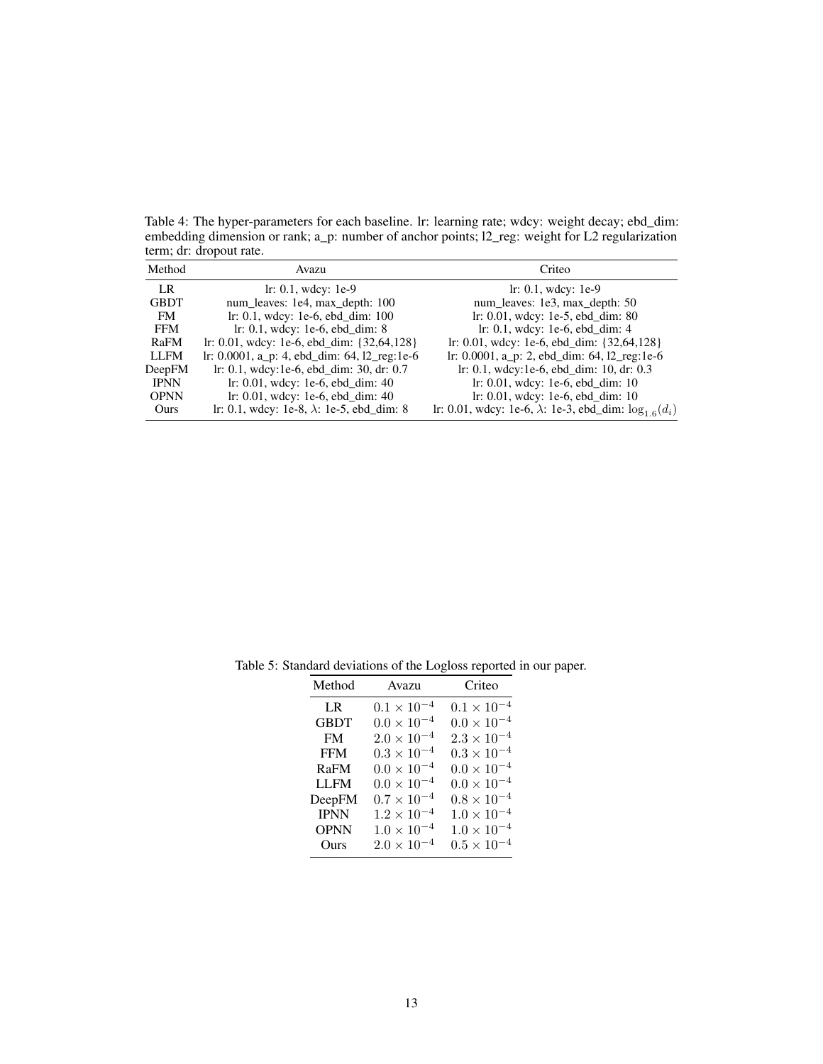Table 4: The hyper-parameters for each baseline. lr: learning rate; wdcy: weight decay; ebd_dim: embedding dimension or rank; a_p: number of anchor points; l2_reg: weight for L2 regularization term; dr: dropout rate.

| Method | Avazu | Criteo |
|---|---|---|
| LR | lr: 0.1, wdcy: 1e-9 | lr: 0.1, wdcy: 1e-9 |
| GBDT | num_leaves: 1e4, max_depth: 100 | num_leaves: 1e3, max_depth: 50 |
| FM | lr: 0.1, wdcy: 1e-6, ebd_dim: 100 | lr: 0.01, wdcy: 1e-5, ebd_dim: 80 |
| FFM | lr: 0.1, wdcy: 1e-6, ebd_dim: 8 | lr: 0.1, wdcy: 1e-6, ebd_dim: 4 |
| RaFM | lr: 0.01, wdcy: 1e-6, ebd_dim: {32,64,128} | lr: 0.01, wdcy: 1e-6, ebd_dim: {32,64,128} |
| LLFM | lr: 0.0001, a_p: 4, ebd_dim: 64, l2_reg:1e-6 | lr: 0.0001, a_p: 2, ebd_dim: 64, l2_reg:1e-6 |
| DeepFM | lr: 0.1, wdcy:1e-6, ebd_dim: 30, dr: 0.7 | lr: 0.1, wdcy:1e-6, ebd_dim: 10, dr: 0.3 |
| IPNN | lr: 0.01, wdcy: 1e-6, ebd_dim: 40 | lr: 0.01, wdcy: 1e-6, ebd_dim: 10 |
| OPNN | lr: 0.01, wdcy: 1e-6, ebd_dim: 40 | lr: 0.01, wdcy: 1e-6, ebd_dim: 10 |
| Ours | lr: 0.1, wdcy: 1e-8, $\lambda$: 1e-5, ebd_dim: 8 | lr: 0.01, wdcy: 1e-6, $\lambda$: 1e-3, ebd_dim: $\log_{1.6}(d_i)$ |

Table 5: Standard deviations of the Logloss reported in our paper.

| Method | Avazu | Criteo |
|---|---|---|
| LR | $0.1 \times 10^{-4}$ | $0.1 \times 10^{-4}$ |
| GBDT | $0.0 \times 10^{-4}$ | $0.0 \times 10^{-4}$ |
| FM | $2.0 \times 10^{-4}$ | $2.3 \times 10^{-4}$ |
| FFM | $0.3 \times 10^{-4}$ | $0.3 \times 10^{-4}$ |
| RaFM | $0.0 \times 10^{-4}$ | $0.0 \times 10^{-4}$ |
| LLFM | $0.0 \times 10^{-4}$ | $0.0 \times 10^{-4}$ |
| DeepFM | $0.7 \times 10^{-4}$ | $0.8 \times 10^{-4}$ |
| IPNN | $1.2 \times 10^{-4}$ | $1.0 \times 10^{-4}$ |
| OPNN | $1.0 \times 10^{-4}$ | $1.0 \times 10^{-4}$ |
| Ours | $2.0 \times 10^{-4}$ | $0.5 \times 10^{-4}$ |